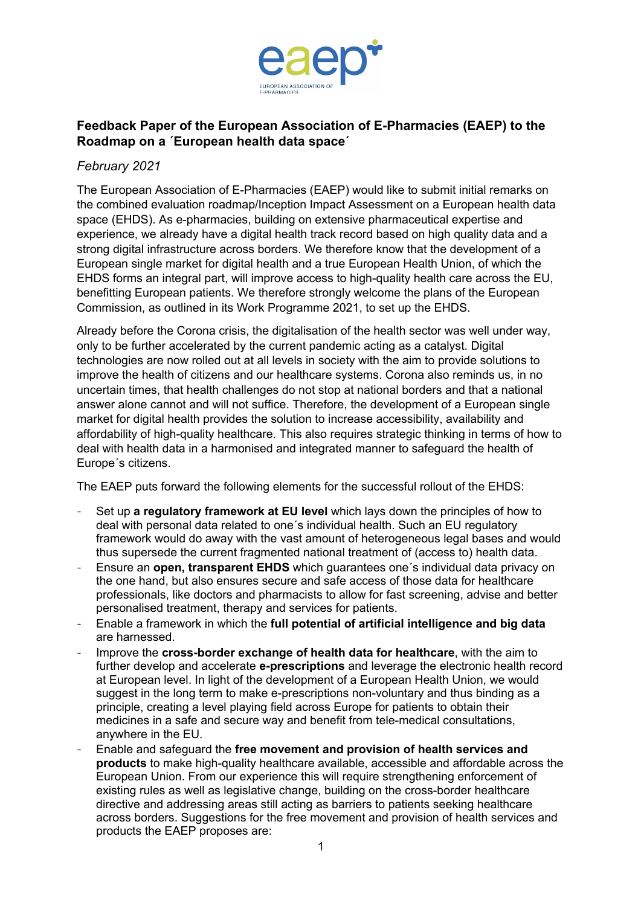## Feedback Paper of the European Association of E-Pharmacies (EAEP) to the Roadmap on a ´European health data space´

*February 2021*

The European Association of E-Pharmacies (EAEP) would like to submit initial remarks on the combined evaluation roadmap/Inception Impact Assessment on a European health data space (EHDS). As e-pharmacies, building on extensive pharmaceutical expertise and experience, we already have a digital health track record based on high quality data and a strong digital infrastructure across borders. We therefore know that the development of a European single market for digital health and a true European Health Union, of which the EHDS forms an integral part, will improve access to high-quality health care across the EU, benefitting European patients. We therefore strongly welcome the plans of the European Commission, as outlined in its Work Programme 2021, to set up the EHDS.

Already before the Corona crisis, the digitalisation of the health sector was well under way, only to be further accelerated by the current pandemic acting as a catalyst. Digital technologies are now rolled out at all levels in society with the aim to provide solutions to improve the health of citizens and our healthcare systems. Corona also reminds us, in no uncertain times, that health challenges do not stop at national borders and that a national answer alone cannot and will not suffice. Therefore, the development of a European single market for digital health provides the solution to increase accessibility, availability and affordability of high-quality healthcare. This also requires strategic thinking in terms of how to deal with health data in a harmonised and integrated manner to safeguard the health of Europe´s citizens.

The EAEP puts forward the following elements for the successful rollout of the EHDS:

- Set up **a regulatory framework at EU level** which lays down the principles of how to deal with personal data related to one´s individual health. Such an EU regulatory framework would do away with the vast amount of heterogeneous legal bases and would thus supersede the current fragmented national treatment of (access to) health data.
- Ensure an **open, transparent EHDS** which guarantees one´s individual data privacy on the one hand, but also ensures secure and safe access of those data for healthcare professionals, like doctors and pharmacists to allow for fast screening, advise and better personalised treatment, therapy and services for patients.
- Enable a framework in which the **full potential of artificial intelligence and big data** are harnessed.
- Improve the **cross-border exchange of health data for healthcare**, with the aim to further develop and accelerate **e-prescriptions** and leverage the electronic health record at European level. In light of the development of a European Health Union, we would suggest in the long term to make e-prescriptions non-voluntary and thus binding as a principle, creating a level playing field across Europe for patients to obtain their medicines in a safe and secure way and benefit from tele-medical consultations, anywhere in the EU.
- Enable and safeguard the **free movement and provision of health services and products** to make high-quality healthcare available, accessible and affordable across the European Union. From our experience this will require strengthening enforcement of existing rules as well as legislative change, building on the cross-border healthcare directive and addressing areas still acting as barriers to patients seeking healthcare across borders. Suggestions for the free movement and provision of health services and products the EAEP proposes are: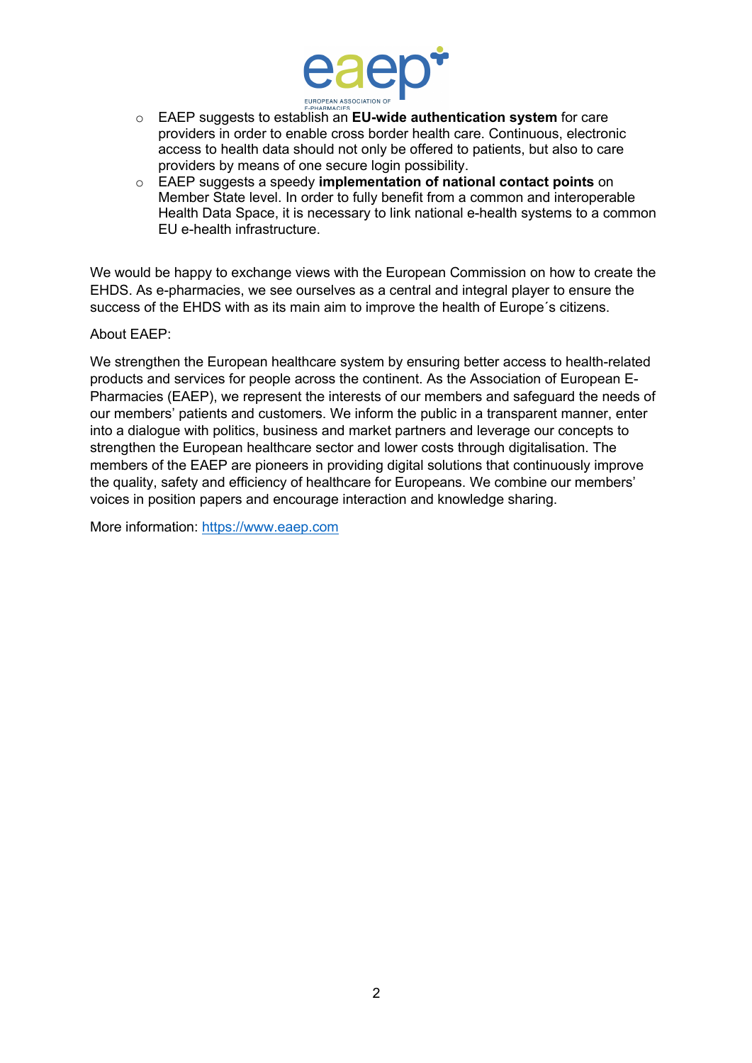- EAEP suggests to establish an **EU-wide authentication system** for care providers in order to enable cross border health care. Continuous, electronic access to health data should not only be offered to patients, but also to care providers by means of one secure login possibility.
- EAEP suggests a speedy **implementation of national contact points** on Member State level. In order to fully benefit from a common and interoperable Health Data Space, it is necessary to link national e-health systems to a common EU e-health infrastructure.

We would be happy to exchange views with the European Commission on how to create the EHDS. As e-pharmacies, we see ourselves as a central and integral player to ensure the success of the EHDS with as its main aim to improve the health of Europe´s citizens.

About EAEP:

We strengthen the European healthcare system by ensuring better access to health-related products and services for people across the continent. As the Association of European E-Pharmacies (EAEP), we represent the interests of our members and safeguard the needs of our members' patients and customers. We inform the public in a transparent manner, enter into a dialogue with politics, business and market partners and leverage our concepts to strengthen the European healthcare sector and lower costs through digitalisation. The members of the EAEP are pioneers in providing digital solutions that continuously improve the quality, safety and efficiency of healthcare for Europeans. We combine our members' voices in position papers and encourage interaction and knowledge sharing.

More information: [https://www.eaep.com](https://www.eaep.com)